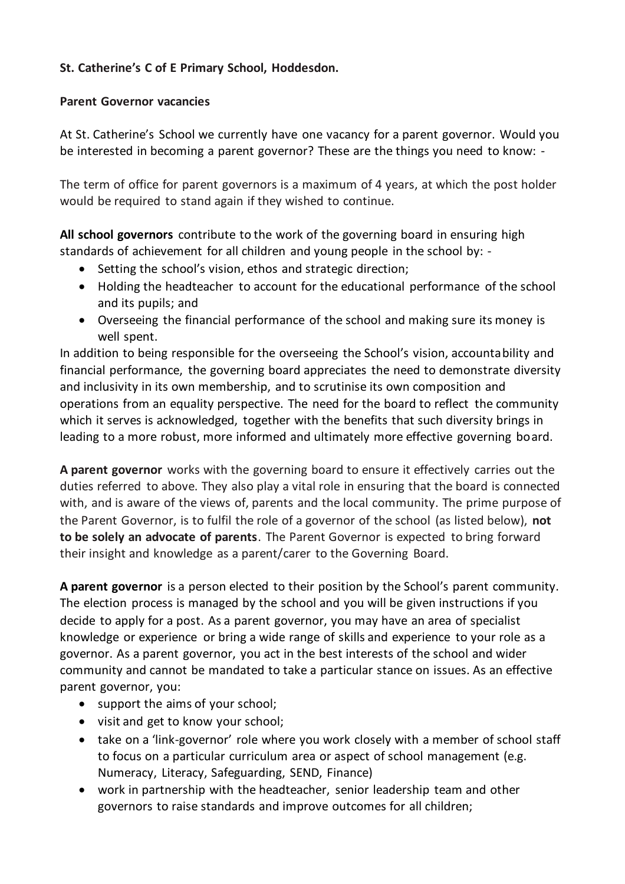**St. Catherine's C of E Primary School, Hoddesdon.**

**Parent Governor vacancies**

At St. Catherine's School we currently have one vacancy for a parent governor. Would you be interested in becoming a parent governor? These are the things you need to know: -

The term of office for parent governors is a maximum of 4 years, at which the post holder would be required to stand again if they wished to continue.

**All school governors** contribute to the work of the governing board in ensuring high standards of achievement for all children and young people in the school by: -

- Setting the school's vision, ethos and strategic direction;
- Holding the headteacher to account for the educational performance of the school and its pupils; and
- Overseeing the financial performance of the school and making sure its money is well spent.

In addition to being responsible for the overseeing the School's vision, accountability and financial performance, the governing board appreciates the need to demonstrate diversity and inclusivity in its own membership, and to scrutinise its own composition and operations from an equality perspective. The need for the board to reflect the community which it serves is acknowledged, together with the benefits that such diversity brings in leading to a more robust, more informed and ultimately more effective governing board.

**A parent governor** works with the governing board to ensure it effectively carries out the duties referred to above. They also play a vital role in ensuring that the board is connected with, and is aware of the views of, parents and the local community. The prime purpose of the Parent Governor, is to fulfil the role of a governor of the school (as listed below), **not to be solely an advocate of parents**. The Parent Governor is expected to bring forward their insight and knowledge as a parent/carer to the Governing Board.

**A parent governor** is a person elected to their position by the School's parent community. The election process is managed by the school and you will be given instructions if you decide to apply for a post. As a parent governor, you may have an area of specialist knowledge or experience or bring a wide range of skills and experience to your role as a governor. As a parent governor, you act in the best interests of the school and wider community and cannot be mandated to take a particular stance on issues. As an effective parent governor, you:

- support the aims of your school;
- visit and get to know your school;
- take on a 'link-governor' role where you work closely with a member of school staff to focus on a particular curriculum area or aspect of school management (e.g. Numeracy, Literacy, Safeguarding, SEND, Finance)
- work in partnership with the headteacher, senior leadership team and other governors to raise standards and improve outcomes for all children;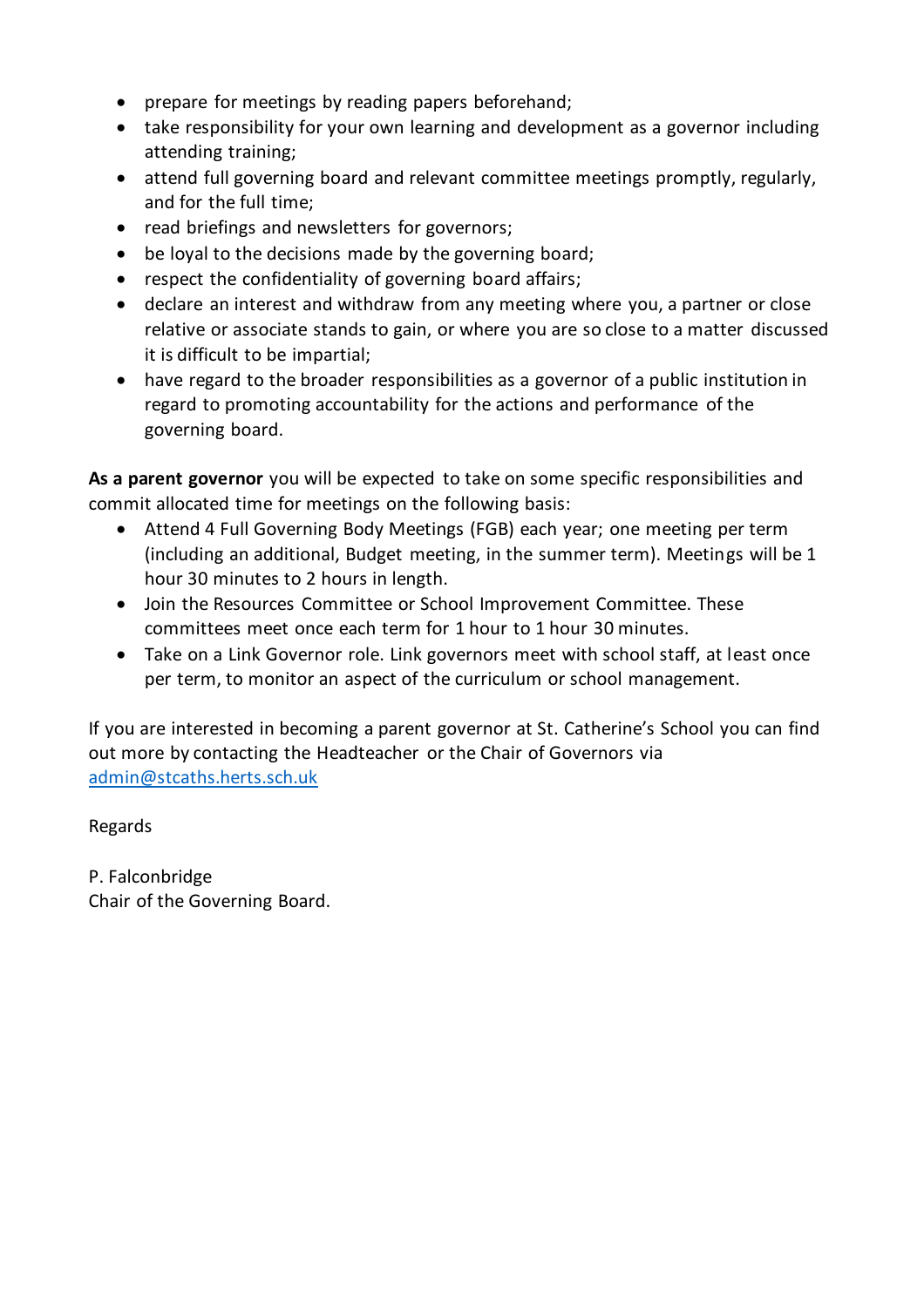- prepare for meetings by reading papers beforehand;
- take responsibility for your own learning and development as a governor including attending training;
- attend full governing board and relevant committee meetings promptly, regularly, and for the full time;
- read briefings and newsletters for governors;
- be loyal to the decisions made by the governing board;
- respect the confidentiality of governing board affairs;
- declare an interest and withdraw from any meeting where you, a partner or close relative or associate stands to gain, or where you are so close to a matter discussed it is difficult to be impartial;
- have regard to the broader responsibilities as a governor of a public institution in regard to promoting accountability for the actions and performance of the governing board.

**As a parent governor** you will be expected to take on some specific responsibilities and commit allocated time for meetings on the following basis:

- Attend 4 Full Governing Body Meetings (FGB) each year; one meeting per term (including an additional, Budget meeting, in the summer term). Meetings will be 1 hour 30 minutes to 2 hours in length.
- Join the Resources Committee or School Improvement Committee. These committees meet once each term for 1 hour to 1 hour 30 minutes.
- Take on a Link Governor role. Link governors meet with school staff, at least once per term, to monitor an aspect of the curriculum or school management.

If you are interested in becoming a parent governor at St. Catherine's School you can find out more by contacting the Headteacher or the Chair of Governors via admin@stcaths.herts.sch.uk

Regards

P. Falconbridge
Chair of the Governing Board.